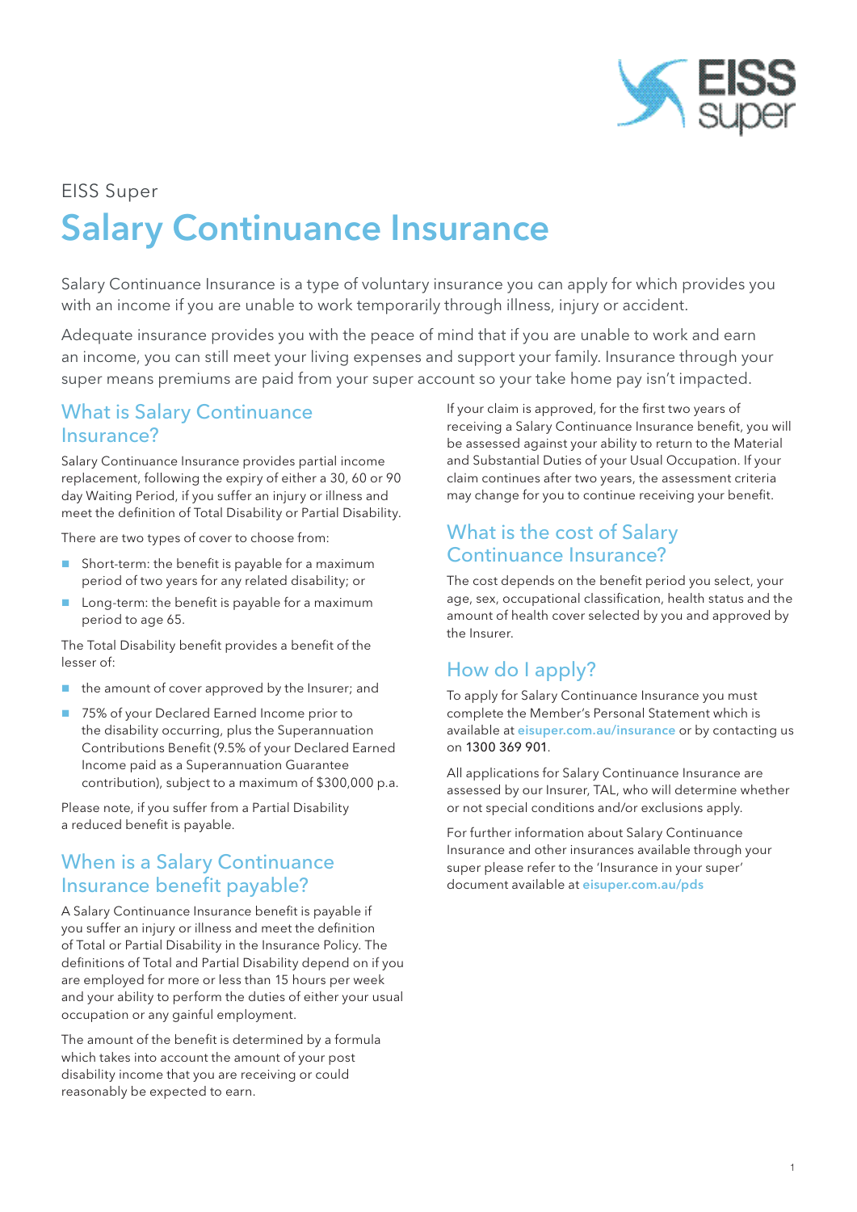EISS Super

# Salary Continuance Insurance

Salary Continuance Insurance is a type of voluntary insurance you can apply for which provides you with an income if you are unable to work temporarily through illness, injury or accident.

Adequate insurance provides you with the peace of mind that if you are unable to work and earn an income, you can still meet your living expenses and support your family. Insurance through your super means premiums are paid from your super account so your take home pay isn't impacted.

## What is Salary Continuance Insurance?

Salary Continuance Insurance provides partial income replacement, following the expiry of either a 30, 60 or 90 day Waiting Period, if you suffer an injury or illness and meet the definition of Total Disability or Partial Disability.

There are two types of cover to choose from:

- Short-term: the benefit is payable for a maximum period of two years for any related disability; or
- Long-term: the benefit is payable for a maximum period to age 65.

The Total Disability benefit provides a benefit of the lesser of:

- the amount of cover approved by the Insurer; and
- 75% of your Declared Earned Income prior to the disability occurring, plus the Superannuation Contributions Benefit (9.5% of your Declared Earned Income paid as a Superannuation Guarantee contribution), subject to a maximum of $300,000 p.a.

Please note, if you suffer from a Partial Disability a reduced benefit is payable.

## When is a Salary Continuance Insurance benefit payable?

A Salary Continuance Insurance benefit is payable if you suffer an injury or illness and meet the definition of Total or Partial Disability in the Insurance Policy. The definitions of Total and Partial Disability depend on if you are employed for more or less than 15 hours per week and your ability to perform the duties of either your usual occupation or any gainful employment.

The amount of the benefit is determined by a formula which takes into account the amount of your post disability income that you are receiving or could reasonably be expected to earn.

If your claim is approved, for the first two years of receiving a Salary Continuance Insurance benefit, you will be assessed against your ability to return to the Material and Substantial Duties of your Usual Occupation. If your claim continues after two years, the assessment criteria may change for you to continue receiving your benefit.

## What is the cost of Salary Continuance Insurance?

The cost depends on the benefit period you select, your age, sex, occupational classification, health status and the amount of health cover selected by you and approved by the Insurer.

## How do I apply?

To apply for Salary Continuance Insurance you must complete the Member's Personal Statement which is available at **eisuper.com.au/insurance** or by contacting us on 1300 369 901.

All applications for Salary Continuance Insurance are assessed by our Insurer, TAL, who will determine whether or not special conditions and/or exclusions apply.

For further information about Salary Continuance Insurance and other insurances available through your super please refer to the 'Insurance in your super' document available at **eisuper.com.au/pds**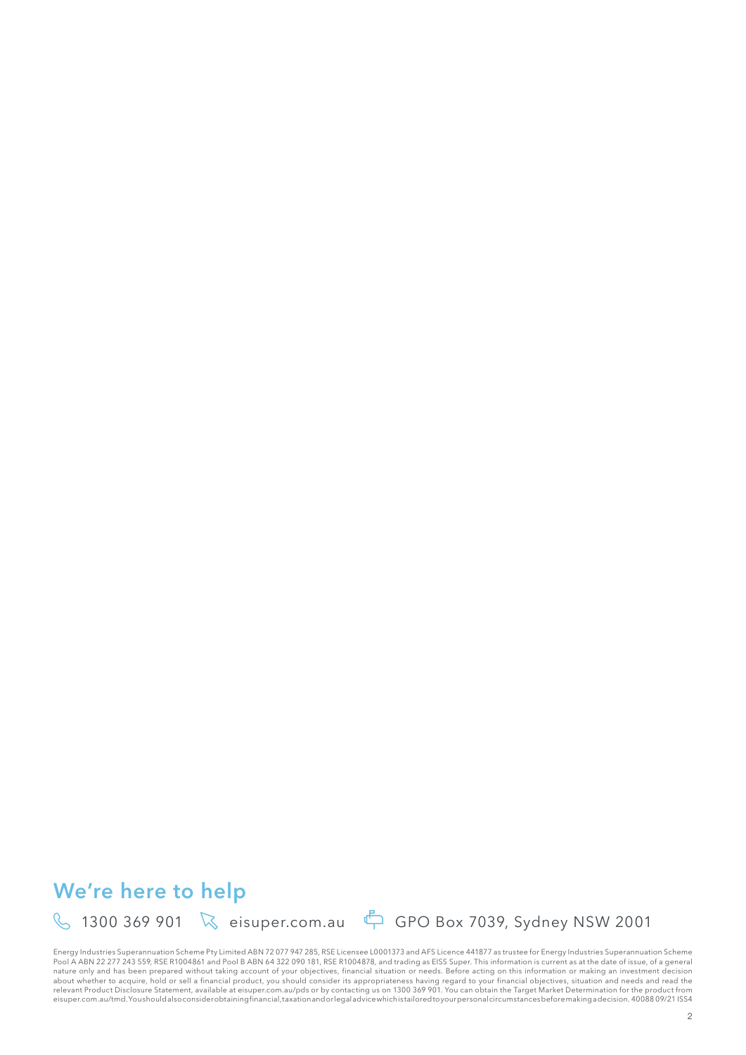## We're here to help

1300 369 901 eisuper.com.au GPO Box 7039, Sydney NSW 2001

Energy Industries Superannuation Scheme Pty Limited ABN 72 077 947 285, RSE Licensee L0001373 and AFS Licence 441877 as trustee for Energy Industries Superannuation Scheme Pool A ABN 22 277 243 559, RSE R1004861 and Pool B ABN 64 322 090 181, RSE R1004878, and trading as EISS Super. This information is current as at the date of issue, of a general nature only and has been prepared without taking account of your objectives, financial situation or needs. Before acting on this information or making an investment decision about whether to acquire, hold or sell a financial product, you should consider its appropriateness having regard to your financial objectives, situation and needs and read the relevant Product Disclosure Statement, available at eisuper.com.au/pds or by contacting us on 1300 369 901. You can obtain the Target Market Determination for the product from eisuper.com.au/tmd. You should also consider obtaining financial, taxation and or legal advice which is tailored to your personal circumstances before making a decision. 40088 09/21 ISS4